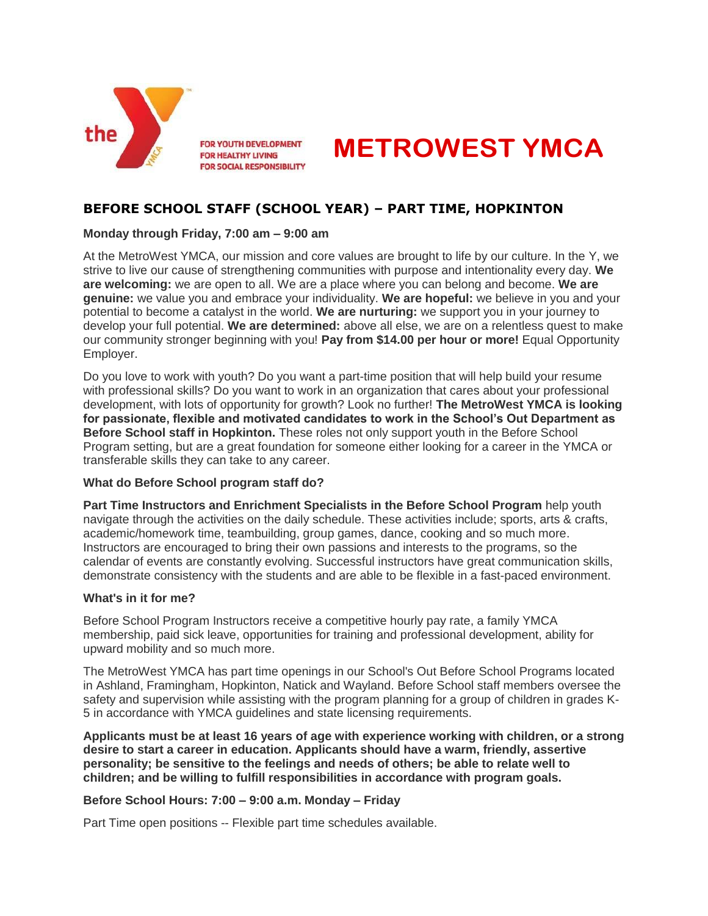the

FOR YOUTH DEVELOPMENT
FOR HEALTHY LIVING
FOR SOCIAL RESPONSIBILITY

# METROWEST YMCA

## BEFORE SCHOOL STAFF (SCHOOL YEAR) – PART TIME, HOPKINTON

**Monday through Friday, 7:00 am – 9:00 am**

At the MetroWest YMCA, our mission and core values are brought to life by our culture. In the Y, we strive to live our cause of strengthening communities with purpose and intentionality every day. **We are welcoming:** we are open to all. We are a place where you can belong and become. **We are genuine:** we value you and embrace your individuality. **We are hopeful:** we believe in you and your potential to become a catalyst in the world. **We are nurturing:** we support you in your journey to develop your full potential. **We are determined:** above all else, we are on a relentless quest to make our community stronger beginning with you! **Pay from $14.00 per hour or more!** Equal Opportunity Employer.

Do you love to work with youth? Do you want a part-time position that will help build your resume with professional skills? Do you want to work in an organization that cares about your professional development, with lots of opportunity for growth? Look no further! **The MetroWest YMCA is looking for passionate, flexible and motivated candidates to work in the School's Out Department as Before School staff in Hopkinton.** These roles not only support youth in the Before School Program setting, but are a great foundation for someone either looking for a career in the YMCA or transferable skills they can take to any career.

**What do Before School program staff do?**

**Part Time Instructors and Enrichment Specialists in the Before School Program** help youth navigate through the activities on the daily schedule. These activities include; sports, arts & crafts, academic/homework time, teambuilding, group games, dance, cooking and so much more. Instructors are encouraged to bring their own passions and interests to the programs, so the calendar of events are constantly evolving. Successful instructors have great communication skills, demonstrate consistency with the students and are able to be flexible in a fast-paced environment.

**What's in it for me?**

Before School Program Instructors receive a competitive hourly pay rate, a family YMCA membership, paid sick leave, opportunities for training and professional development, ability for upward mobility and so much more.

The MetroWest YMCA has part time openings in our School's Out Before School Programs located in Ashland, Framingham, Hopkinton, Natick and Wayland. Before School staff members oversee the safety and supervision while assisting with the program planning for a group of children in grades K-5 in accordance with YMCA guidelines and state licensing requirements.

**Applicants must be at least 16 years of age with experience working with children, or a strong desire to start a career in education. Applicants should have a warm, friendly, assertive personality; be sensitive to the feelings and needs of others; be able to relate well to children; and be willing to fulfill responsibilities in accordance with program goals.**

**Before School Hours: 7:00 – 9:00 a.m. Monday – Friday**

Part Time open positions -- Flexible part time schedules available.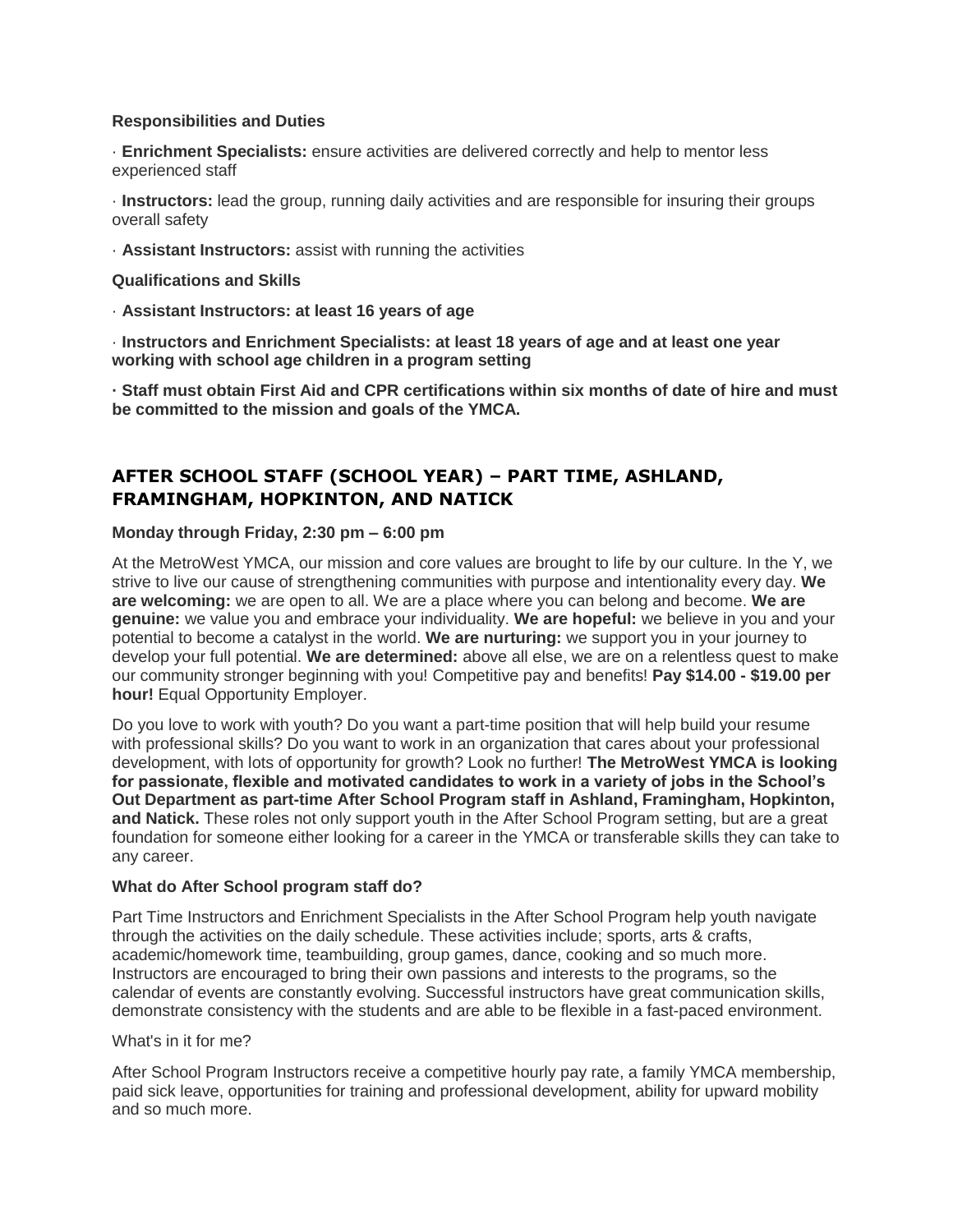**Responsibilities and Duties**

· **Enrichment Specialists:** ensure activities are delivered correctly and help to mentor less experienced staff

· **Instructors:** lead the group, running daily activities and are responsible for insuring their groups overall safety

· **Assistant Instructors:** assist with running the activities

**Qualifications and Skills**

· **Assistant Instructors: at least 16 years of age**

· **Instructors and Enrichment Specialists: at least 18 years of age and at least one year working with school age children in a program setting**

**· Staff must obtain First Aid and CPR certifications within six months of date of hire and must be committed to the mission and goals of the YMCA.**

## AFTER SCHOOL STAFF (SCHOOL YEAR) – PART TIME, ASHLAND, FRAMINGHAM, HOPKINTON, AND NATICK

**Monday through Friday, 2:30 pm – 6:00 pm**

At the MetroWest YMCA, our mission and core values are brought to life by our culture. In the Y, we strive to live our cause of strengthening communities with purpose and intentionality every day. **We are welcoming:** we are open to all. We are a place where you can belong and become. **We are genuine:** we value you and embrace your individuality. **We are hopeful:** we believe in you and your potential to become a catalyst in the world. **We are nurturing:** we support you in your journey to develop your full potential. **We are determined:** above all else, we are on a relentless quest to make our community stronger beginning with you! Competitive pay and benefits! **Pay $14.00 - $19.00 per hour!** Equal Opportunity Employer.

Do you love to work with youth? Do you want a part-time position that will help build your resume with professional skills? Do you want to work in an organization that cares about your professional development, with lots of opportunity for growth? Look no further! **The MetroWest YMCA is looking for passionate, flexible and motivated candidates to work in a variety of jobs in the School's Out Department as part-time After School Program staff in Ashland, Framingham, Hopkinton, and Natick.** These roles not only support youth in the After School Program setting, but are a great foundation for someone either looking for a career in the YMCA or transferable skills they can take to any career.

**What do After School program staff do?**

Part Time Instructors and Enrichment Specialists in the After School Program help youth navigate through the activities on the daily schedule. These activities include; sports, arts & crafts, academic/homework time, teambuilding, group games, dance, cooking and so much more. Instructors are encouraged to bring their own passions and interests to the programs, so the calendar of events are constantly evolving. Successful instructors have great communication skills, demonstrate consistency with the students and are able to be flexible in a fast-paced environment.

What's in it for me?

After School Program Instructors receive a competitive hourly pay rate, a family YMCA membership, paid sick leave, opportunities for training and professional development, ability for upward mobility and so much more.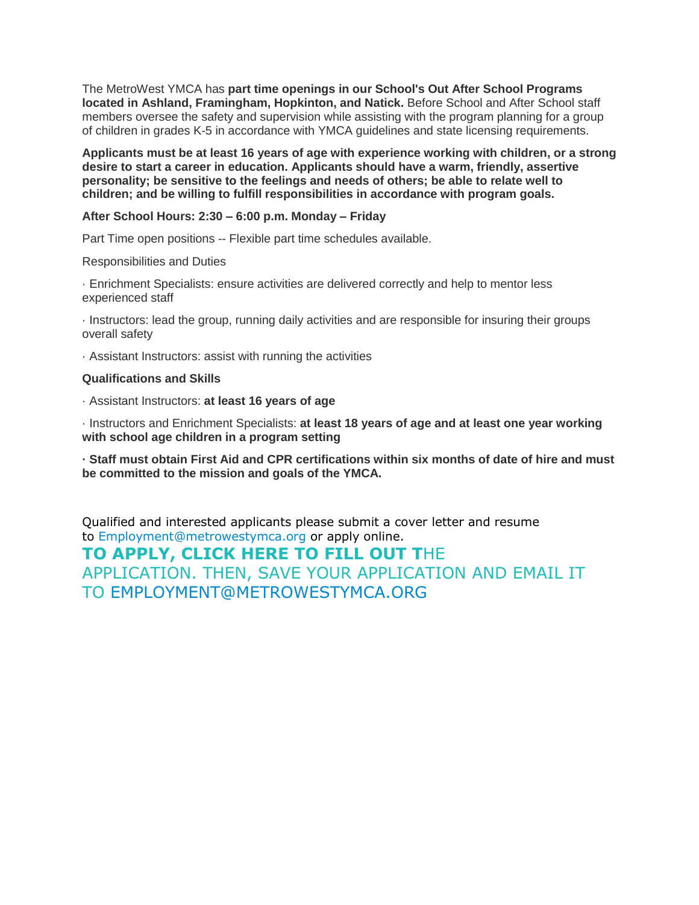The MetroWest YMCA has **part time openings in our School's Out After School Programs located in Ashland, Framingham, Hopkinton, and Natick.** Before School and After School staff members oversee the safety and supervision while assisting with the program planning for a group of children in grades K-5 in accordance with YMCA guidelines and state licensing requirements.

**Applicants must be at least 16 years of age with experience working with children, or a strong desire to start a career in education. Applicants should have a warm, friendly, assertive personality; be sensitive to the feelings and needs of others; be able to relate well to children; and be willing to fulfill responsibilities in accordance with program goals.**

**After School Hours: 2:30 – 6:00 p.m. Monday – Friday**

Part Time open positions -- Flexible part time schedules available.

Responsibilities and Duties

· Enrichment Specialists: ensure activities are delivered correctly and help to mentor less experienced staff

· Instructors: lead the group, running daily activities and are responsible for insuring their groups overall safety

· Assistant Instructors: assist with running the activities

**Qualifications and Skills**

· Assistant Instructors: **at least 16 years of age**

· Instructors and Enrichment Specialists: **at least 18 years of age and at least one year working with school age children in a program setting**

**· Staff must obtain First Aid and CPR certifications within six months of date of hire and must be committed to the mission and goals of the YMCA.**

Qualified and interested applicants please submit a cover letter and resume to Employment@metrowestymca.org or apply online.

**TO APPLY, CLICK HERE TO FILL OUT T**HE APPLICATION. THEN, SAVE YOUR APPLICATION AND EMAIL IT TO EMPLOYMENT@METROWESTYMCA.ORG